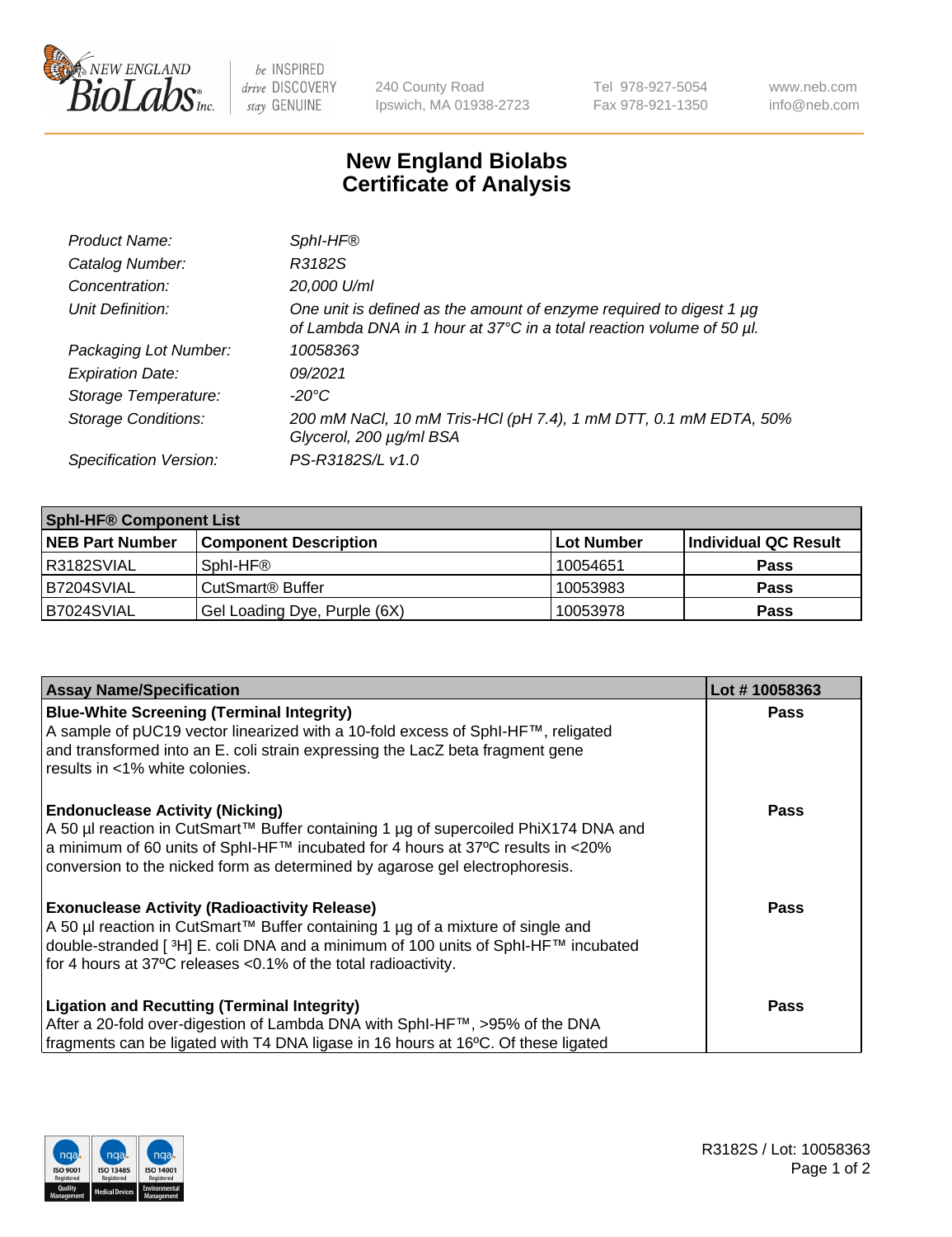# New England Biolabs Certificate of Analysis

| | |
|---|---|
| *Product Name:* | *SphI-HF®* |
| *Catalog Number:* | *R3182S* |
| *Concentration:* | *20,000 U/ml* |
| *Unit Definition:* | *One unit is defined as the amount of enzyme required to digest 1 µg of Lambda DNA in 1 hour at 37°C in a total reaction volume of 50 µl.* |
| *Packaging Lot Number:* | *10058363* |
| *Expiration Date:* | *09/2021* |
| *Storage Temperature:* | *-20°C* |
| *Storage Conditions:* | *200 mM NaCl, 10 mM Tris-HCl (pH 7.4), 1 mM DTT, 0.1 mM EDTA, 50% Glycerol, 200 µg/ml BSA* |
| *Specification Version:* | *PS-R3182S/L v1.0* |

| SphI-HF® Component List | | | |
|---|---|---|---|
| **NEB Part Number** | **Component Description** | **Lot Number** | **Individual QC Result** |
| R3182SVIAL | SphI-HF® | 10054651 | **Pass** |
| B7204SVIAL | CutSmart® Buffer | 10053983 | **Pass** |
| B7024SVIAL | Gel Loading Dye, Purple (6X) | 10053978 | **Pass** |

| Assay Name/Specification | Lot # 10058363 |
|---|---|
| **Blue-White Screening (Terminal Integrity)**<br>A sample of pUC19 vector linearized with a 10-fold excess of SphI-HF™, religated and transformed into an E. coli strain expressing the LacZ beta fragment gene results in <1% white colonies. | **Pass** |
| **Endonuclease Activity (Nicking)**<br>A 50 µl reaction in CutSmart™ Buffer containing 1 µg of supercoiled PhiX174 DNA and a minimum of 60 units of SphI-HF™ incubated for 4 hours at 37ºC results in <20% conversion to the nicked form as determined by agarose gel electrophoresis. | **Pass** |
| **Exonuclease Activity (Radioactivity Release)**<br>A 50 µl reaction in CutSmart™ Buffer containing 1 µg of a mixture of single and double-stranded [ $^{3}$H] E. coli DNA and a minimum of 100 units of SphI-HF™ incubated for 4 hours at 37ºC releases <0.1% of the total radioactivity. | **Pass** |
| **Ligation and Recutting (Terminal Integrity)**<br>After a 20-fold over-digestion of Lambda DNA with SphI-HF™, >95% of the DNA fragments can be ligated with T4 DNA ligase in 16 hours at 16ºC. Of these ligated | **Pass** |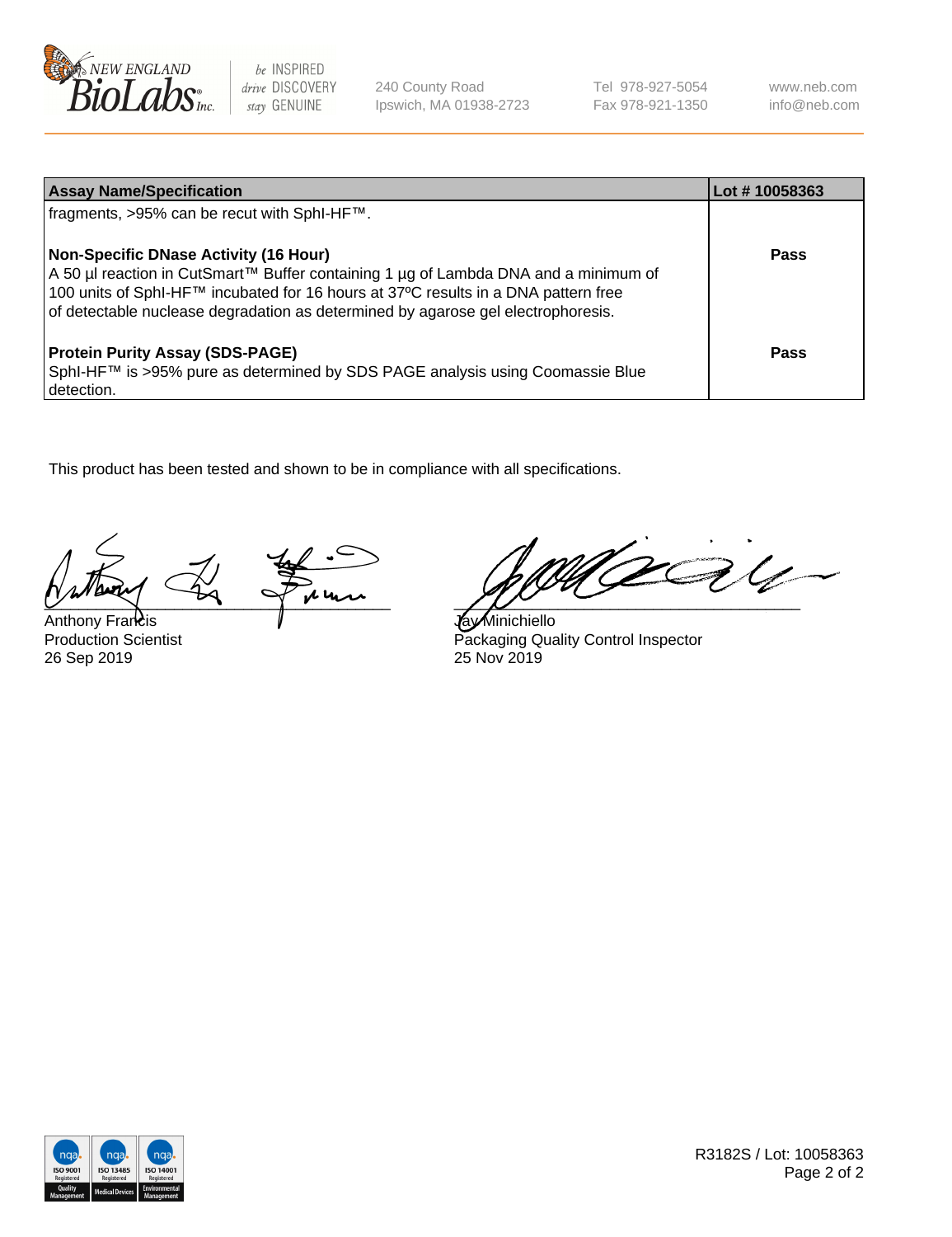| Assay Name/Specification | Lot # 10058363 |
|---|---|
| fragments, >95% can be recut with SphI-HF™. | |
| **Non-Specific DNase Activity (16 Hour)**<br>A 50 µl reaction in CutSmart™ Buffer containing 1 µg of Lambda DNA and a minimum of 100 units of SphI-HF™ incubated for 16 hours at 37ºC results in a DNA pattern free of detectable nuclease degradation as determined by agarose gel electrophoresis. | **Pass** |
| **Protein Purity Assay (SDS-PAGE)**<br>SphI-HF™ is >95% pure as determined by SDS PAGE analysis using Coomassie Blue detection. | **Pass** |

This product has been tested and shown to be in compliance with all specifications.

Anthony Francis
Production Scientist
26 Sep 2019

Jay Minichiello
Packaging Quality Control Inspector
25 Nov 2019

R3182S / Lot: 10058363